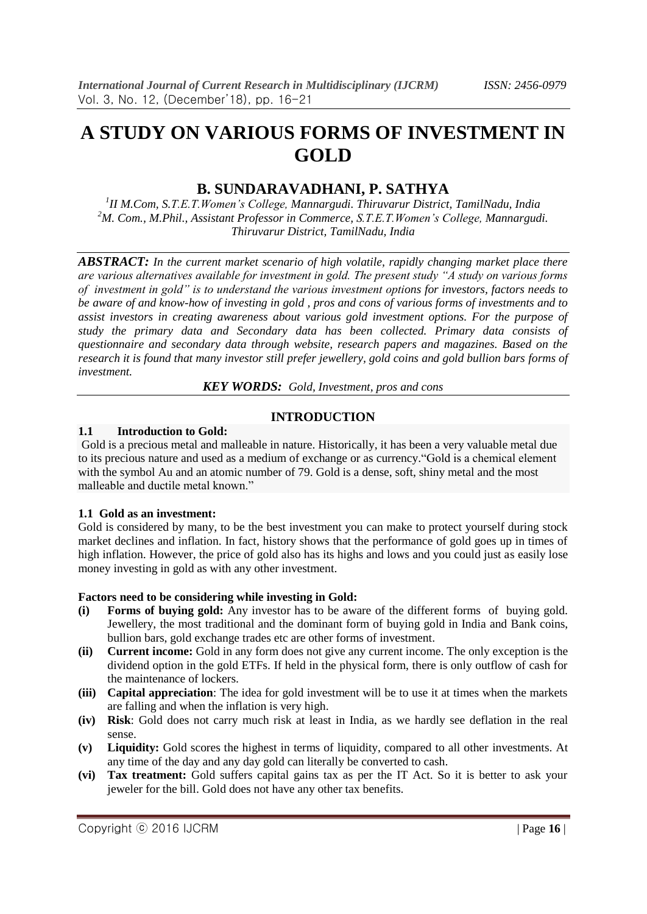# A STUDY ON VARIOUS FORMS OF INVESTMENT IN GOLD

## B. SUNDARAVADHANI, P. SATHYA

*[1]II M.Com, S.T.E.T.Women's College, Mannargudi. Thiruvarur District, TamilNadu, India*
*[2]M. Com., M.Phil., Assistant Professor in Commerce, S.T.E.T.Women's College, Mannargudi. Thiruvarur District, TamilNadu, India*

***ABSTRACT:*** *In the current market scenario of high volatile, rapidly changing market place there are various alternatives available for investment in gold. The present study "A study on various forms of investment in gold" is to understand the various investment options for investors, factors needs to be aware of and know-how of investing in gold , pros and cons of various forms of investments and to assist investors in creating awareness about various gold investment options. For the purpose of study the primary data and Secondary data has been collected. Primary data consists of questionnaire and secondary data through website, research papers and magazines. Based on the research it is found that many investor still prefer jewellery, gold coins and gold bullion bars forms of investment.*

***KEY WORDS:*** *Gold, Investment, pros and cons*

## INTRODUCTION

### 1.1 Introduction to Gold:

Gold is a precious metal and malleable in nature. Historically, it has been a very valuable metal due to its precious nature and used as a medium of exchange or as currency."Gold is a chemical element with the symbol Au and an atomic number of 79. Gold is a dense, soft, shiny metal and the most malleable and ductile metal known."

### 1.1 Gold as an investment:

Gold is considered by many, to be the best investment you can make to protect yourself during stock market declines and inflation. In fact, history shows that the performance of gold goes up in times of high inflation. However, the price of gold also has its highs and lows and you could just as easily lose money investing in gold as with any other investment.

**Factors need to be considering while investing in Gold:**

- **(i) Forms of buying gold:** Any investor has to be aware of the different forms of buying gold. Jewellery, the most traditional and the dominant form of buying gold in India and Bank coins, bullion bars, gold exchange trades etc are other forms of investment.
- **(ii) Current income:** Gold in any form does not give any current income. The only exception is the dividend option in the gold ETFs. If held in the physical form, there is only outflow of cash for the maintenance of lockers.
- **(iii) Capital appreciation**: The idea for gold investment will be to use it at times when the markets are falling and when the inflation is very high.
- **(iv) Risk**: Gold does not carry much risk at least in India, as we hardly see deflation in the real sense.
- **(v) Liquidity:** Gold scores the highest in terms of liquidity, compared to all other investments. At any time of the day and any day gold can literally be converted to cash.
- **(vi) Tax treatment:** Gold suffers capital gains tax as per the IT Act. So it is better to ask your jeweler for the bill. Gold does not have any other tax benefits.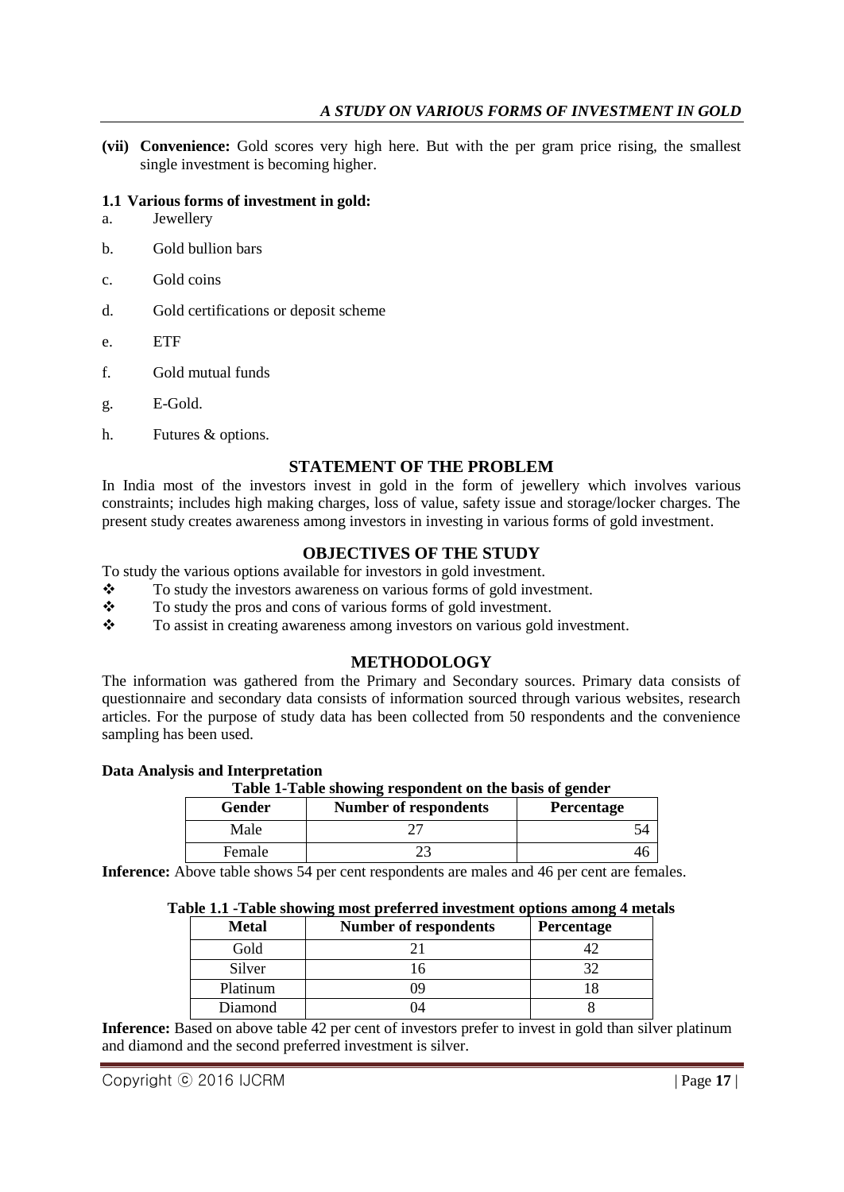**(vii) Convenience:** Gold scores very high here. But with the per gram price rising, the smallest single investment is becoming higher.

**1.1 Various forms of investment in gold:**

a. Jewellery

b. Gold bullion bars

c. Gold coins

d. Gold certifications or deposit scheme

e. ETF

f. Gold mutual funds

g. E-Gold.

h. Futures & options.

## STATEMENT OF THE PROBLEM

In India most of the investors invest in gold in the form of jewellery which involves various constraints; includes high making charges, loss of value, safety issue and storage/locker charges. The present study creates awareness among investors in investing in various forms of gold investment.

## OBJECTIVES OF THE STUDY

To study the various options available for investors in gold investment.

- To study the investors awareness on various forms of gold investment.
- To study the pros and cons of various forms of gold investment.
- To assist in creating awareness among investors on various gold investment.

## METHODOLOGY

The information was gathered from the Primary and Secondary sources. Primary data consists of questionnaire and secondary data consists of information sourced through various websites, research articles. For the purpose of study data has been collected from 50 respondents and the convenience sampling has been used.

**Data Analysis and Interpretation**

**Table 1-Table showing respondent on the basis of gender**

| Gender | Number of respondents | Percentage |
|---|---|---|
| Male | 27 | 54 |
| Female | 23 | 46 |

**Inference:** Above table shows 54 per cent respondents are males and 46 per cent are females.

**Table 1.1 -Table showing most preferred investment options among 4 metals**

| Metal | Number of respondents | Percentage |
|---|---|---|
| Gold | 21 | 42 |
| Silver | 16 | 32 |
| Platinum | 09 | 18 |
| Diamond | 04 | 8 |

**Inference:** Based on above table 42 per cent of investors prefer to invest in gold than silver platinum and diamond and the second preferred investment is silver.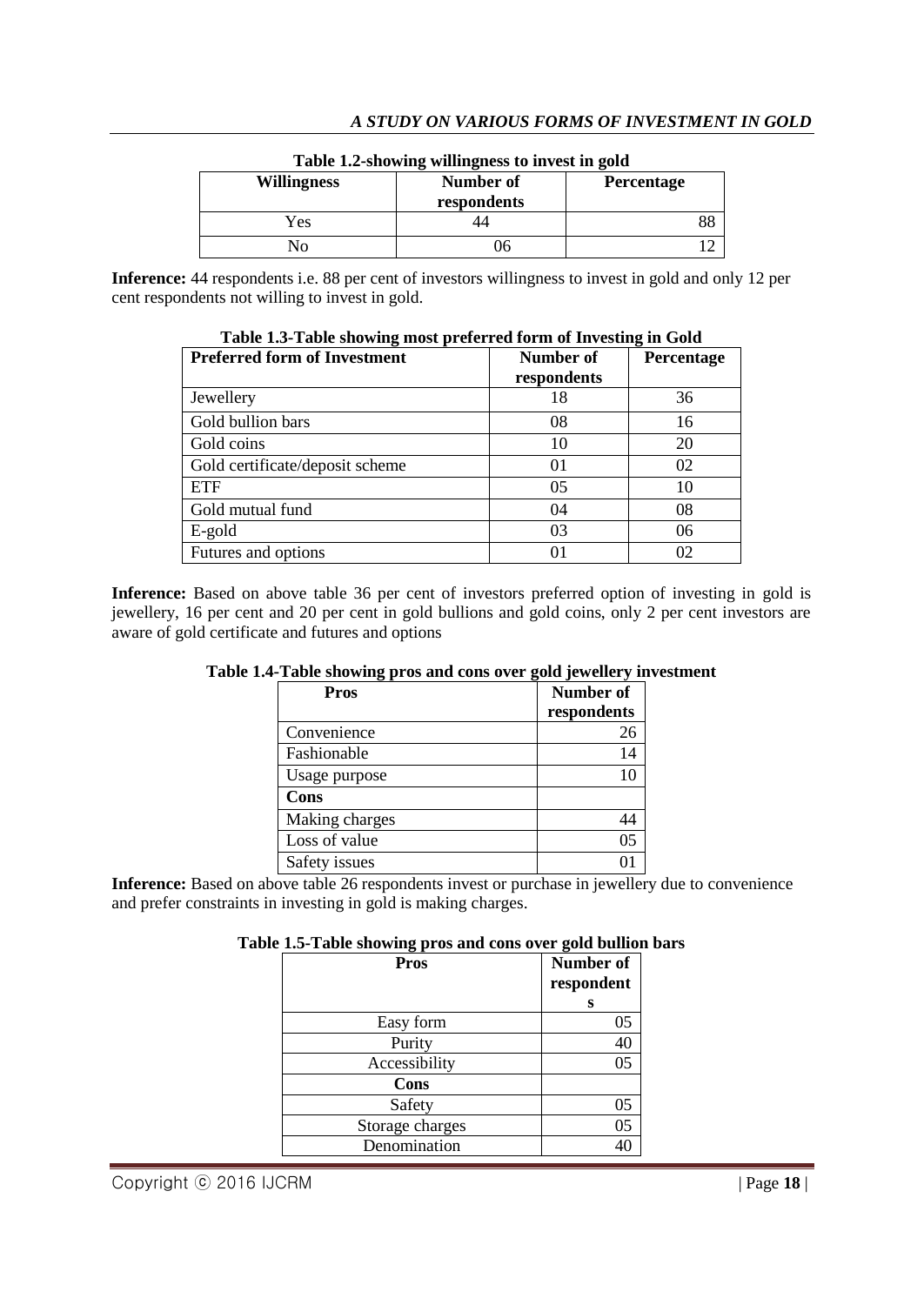**Table 1.2-showing willingness to invest in gold**

| Willingness | Number of respondents | Percentage |
|---|---|---|
| Yes | 44 | 88 |
| No | 06 | 12 |

**Inference:** 44 respondents i.e. 88 per cent of investors willingness to invest in gold and only 12 per cent respondents not willing to invest in gold.

**Table 1.3-Table showing most preferred form of Investing in Gold**

| Preferred form of Investment | Number of respondents | Percentage |
|---|---|---|
| Jewellery | 18 | 36 |
| Gold bullion bars | 08 | 16 |
| Gold coins | 10 | 20 |
| Gold certificate/deposit scheme | 01 | 02 |
| ETF | 05 | 10 |
| Gold mutual fund | 04 | 08 |
| E-gold | 03 | 06 |
| Futures and options | 01 | 02 |

**Inference:** Based on above table 36 per cent of investors preferred option of investing in gold is jewellery, 16 per cent and 20 per cent in gold bullions and gold coins, only 2 per cent investors are aware of gold certificate and futures and options

**Table 1.4-Table showing pros and cons over gold jewellery investment**

| Pros | Number of respondents |
|---|---|
| Convenience | 26 |
| Fashionable | 14 |
| Usage purpose | 10 |
| **Cons** | |
| Making charges | 44 |
| Loss of value | 05 |
| Safety issues | 01 |

**Inference:** Based on above table 26 respondents invest or purchase in jewellery due to convenience and prefer constraints in investing in gold is making charges.

**Table 1.5-Table showing pros and cons over gold bullion bars**

| Pros | Number of respondents |
|---|---|
| Easy form | 05 |
| Purity | 40 |
| Accessibility | 05 |
| **Cons** | |
| Safety | 05 |
| Storage charges | 05 |
| Denomination | 40 |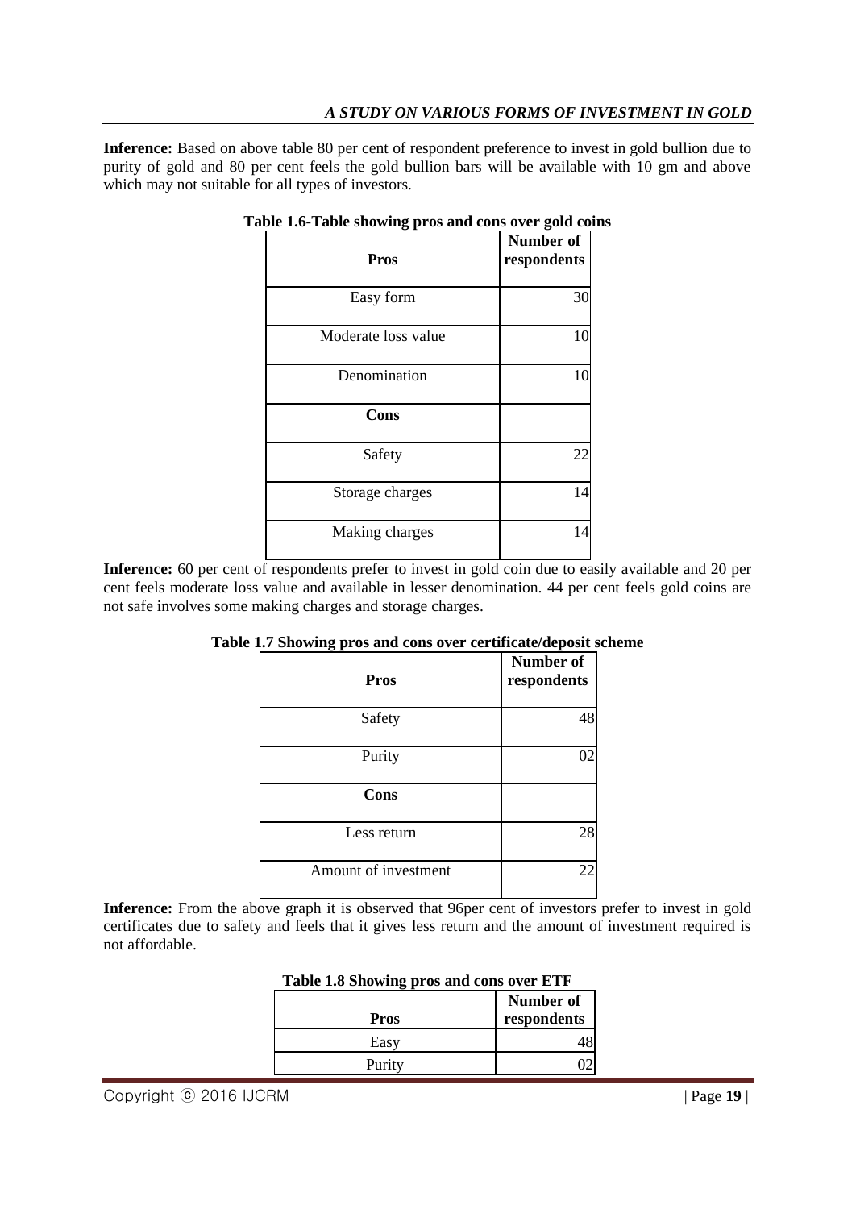**Inference:** Based on above table 80 per cent of respondent preference to invest in gold bullion due to purity of gold and 80 per cent feels the gold bullion bars will be available with 10 gm and above which may not suitable for all types of investors.

**Table 1.6-Table showing pros and cons over gold coins**

| **Pros** | **Number of respondents** |
|---|---|
| Easy form | 30 |
| Moderate loss value | 10 |
| Denomination | 10 |
| **Cons** | |
| Safety | 22 |
| Storage charges | 14 |
| Making charges | 14 |

**Inference:** 60 per cent of respondents prefer to invest in gold coin due to easily available and 20 per cent feels moderate loss value and available in lesser denomination. 44 per cent feels gold coins are not safe involves some making charges and storage charges.

**Table 1.7 Showing pros and cons over certificate/deposit scheme**

| **Pros** | **Number of respondents** |
|---|---|
| Safety | 48 |
| Purity | 02 |
| **Cons** | |
| Less return | 28 |
| Amount of investment | 22 |

**Inference:** From the above graph it is observed that 96per cent of investors prefer to invest in gold certificates due to safety and feels that it gives less return and the amount of investment required is not affordable.

**Table 1.8 Showing pros and cons over ETF**

| **Pros** | **Number of respondents** |
|---|---|
| Easy | 48 |
| Purity | 02 |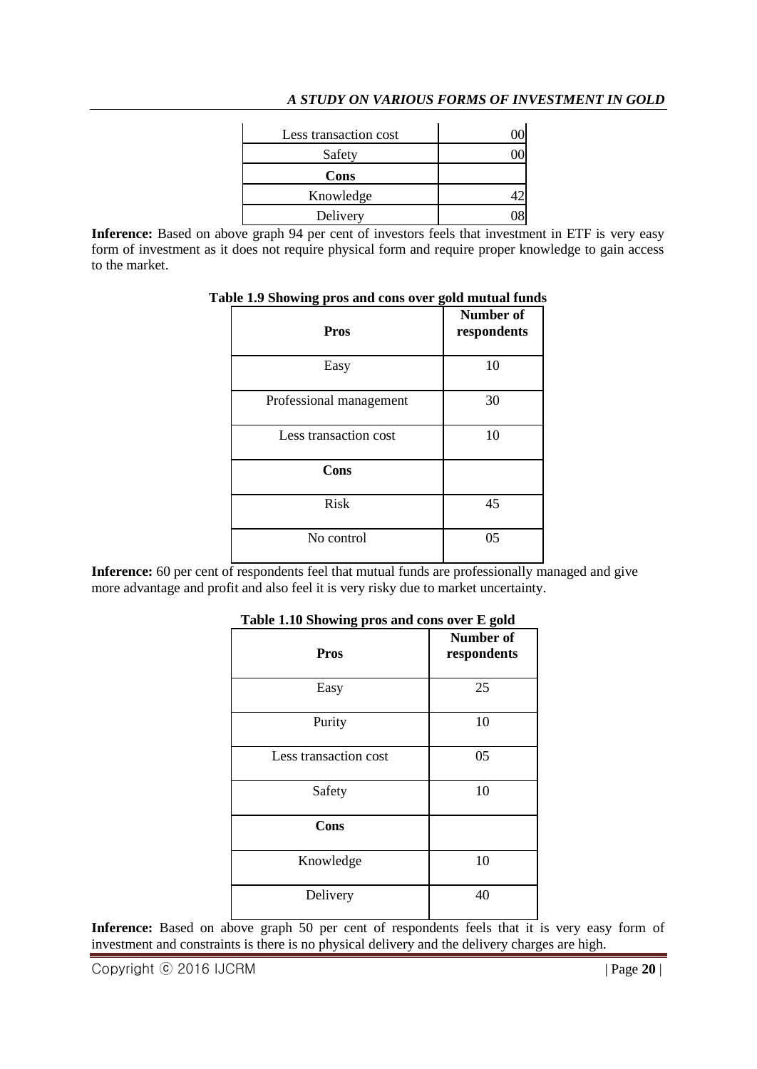| | |
|---|---|
| Less transaction cost | 00 |
| Safety | 00 |
| **Cons** | |
| Knowledge | 42 |
| Delivery | 08 |

**Inference:** Based on above graph 94 per cent of investors feels that investment in ETF is very easy form of investment as it does not require physical form and require proper knowledge to gain access to the market.

**Table 1.9 Showing pros and cons over gold mutual funds**

| **Pros** | **Number of respondents** |
|---|---|
| Easy | 10 |
| Professional management | 30 |
| Less transaction cost | 10 |
| **Cons** | |
| Risk | 45 |
| No control | 05 |

**Inference:** 60 per cent of respondents feel that mutual funds are professionally managed and give more advantage and profit and also feel it is very risky due to market uncertainty.

**Table 1.10 Showing pros and cons over E gold**

| **Pros** | **Number of respondents** |
|---|---|
| Easy | 25 |
| Purity | 10 |
| Less transaction cost | 05 |
| Safety | 10 |
| **Cons** | |
| Knowledge | 10 |
| Delivery | 40 |

**Inference:** Based on above graph 50 per cent of respondents feels that it is very easy form of investment and constraints is there is no physical delivery and the delivery charges are high.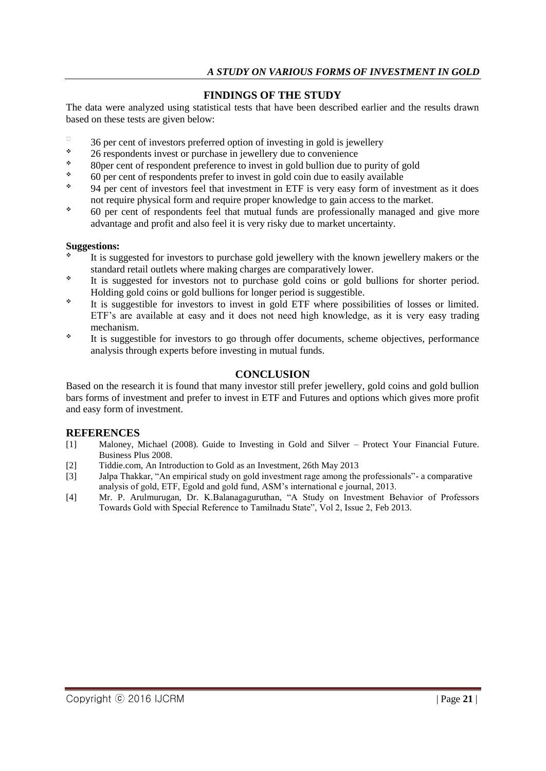## FINDINGS OF THE STUDY

The data were analyzed using statistical tests that have been described earlier and the results drawn based on these tests are given below:

- 36 per cent of investors preferred option of investing in gold is jewellery
- 26 respondents invest or purchase in jewellery due to convenience
- 80per cent of respondent preference to invest in gold bullion due to purity of gold
- 60 per cent of respondents prefer to invest in gold coin due to easily available
- 94 per cent of investors feel that investment in ETF is very easy form of investment as it does not require physical form and require proper knowledge to gain access to the market.
- 60 per cent of respondents feel that mutual funds are professionally managed and give more advantage and profit and also feel it is very risky due to market uncertainty.

**Suggestions:**

- It is suggested for investors to purchase gold jewellery with the known jewellery makers or the standard retail outlets where making charges are comparatively lower.
- It is suggested for investors not to purchase gold coins or gold bullions for shorter period. Holding gold coins or gold bullions for longer period is suggestible.
- It is suggestible for investors to invest in gold ETF where possibilities of losses or limited. ETF's are available at easy and it does not need high knowledge, as it is very easy trading mechanism.
- It is suggestible for investors to go through offer documents, scheme objectives, performance analysis through experts before investing in mutual funds.

## CONCLUSION

Based on the research it is found that many investor still prefer jewellery, gold coins and gold bullion bars forms of investment and prefer to invest in ETF and Futures and options which gives more profit and easy form of investment.

## REFERENCES

[1] Maloney, Michael (2008). Guide to Investing in Gold and Silver – Protect Your Financial Future. Business Plus 2008.

[2] Tiddie.com, An Introduction to Gold as an Investment, 26th May 2013

[3] Jalpa Thakkar, "An empirical study on gold investment rage among the professionals"- a comparative analysis of gold, ETF, Egold and gold fund, ASM's international e journal, 2013.

[4] Mr. P. Arulmurugan, Dr. K.Balanagaguruthan, "A Study on Investment Behavior of Professors Towards Gold with Special Reference to Tamilnadu State", Vol 2, Issue 2, Feb 2013.